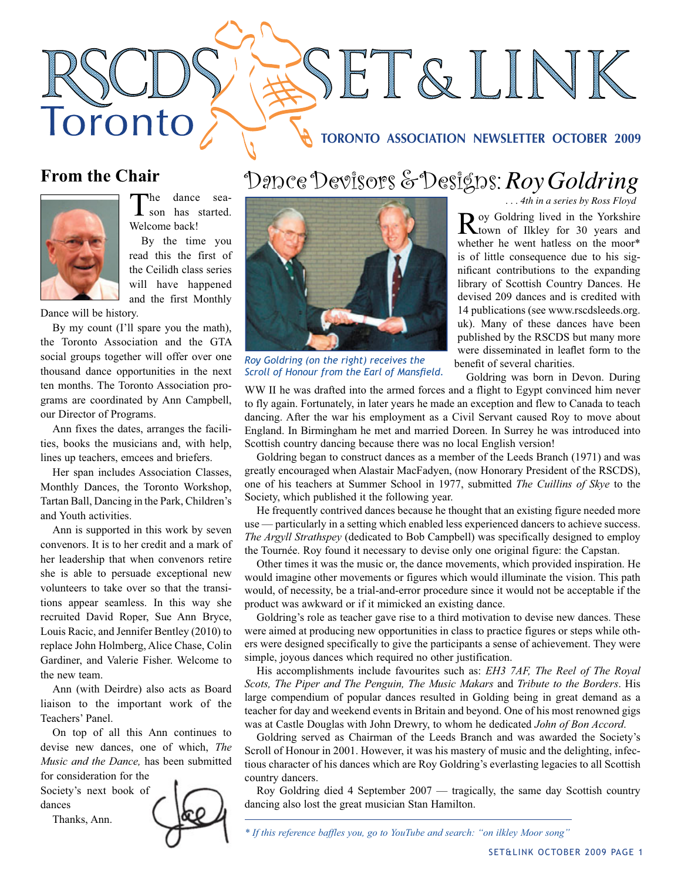# RSCDS Toronto SET & LINK

**TORONTO ASSOCIATION NEWSLETTER OCTOBER 2009**

## From the Chair

The dance season has started. Welcome back!

By the time you read this the first of the Ceilidh class series will have happened and the first Monthly Dance will be history.

By my count (I'll spare you the math), the Toronto Association and the GTA social groups together will offer over one thousand dance opportunities in the next ten months. The Toronto Association programs are coordinated by Ann Campbell, our Director of Programs.

Ann fixes the dates, arranges the facilities, books the musicians and, with help, lines up teachers, emcees and briefers.

Her span includes Association Classes, Monthly Dances, the Toronto Workshop, Tartan Ball, Dancing in the Park, Children's and Youth activities.

Ann is supported in this work by seven convenors. It is to her credit and a mark of her leadership that when convenors retire she is able to persuade exceptional new volunteers to take over so that the transitions appear seamless. In this way she recruited David Roper, Sue Ann Bryce, Louis Racic, and Jennifer Bentley (2010) to replace John Holmberg, Alice Chase, Colin Gardiner, and Valerie Fisher. Welcome to the new team.

Ann (with Deirdre) also acts as Board liaison to the important work of the Teachers' Panel.

On top of all this Ann continues to devise new dances, one of which, *The Music and the Dance,* has been submitted for consideration for the Society's next book of dances

Thanks, Ann.

## Dance Devisors & Designs: *Roy Goldring*

*. . . 4th in a series by Ross Floyd*

*Roy Goldring (on the right) receives the Scroll of Honour from the Earl of Mansfield.*

Roy Goldring lived in the Yorkshire town of Ilkley for 30 years and whether he went hatless on the moor* is of little consequence due to his significant contributions to the expanding library of Scottish Country Dances. He devised 209 dances and is credited with 14 publications (see www.rscdsleeds.org.uk). Many of these dances have been published by the RSCDS but many more were disseminated in leaflet form to the benefit of several charities.

Goldring was born in Devon. During WW II he was drafted into the armed forces and a flight to Egypt convinced him never to fly again. Fortunately, in later years he made an exception and flew to Canada to teach dancing. After the war his employment as a Civil Servant caused Roy to move about England. In Birmingham he met and married Doreen. In Surrey he was introduced into Scottish country dancing because there was no local English version!

Goldring began to construct dances as a member of the Leeds Branch (1971) and was greatly encouraged when Alastair MacFadyen, (now Honorary President of the RSCDS), one of his teachers at Summer School in 1977, submitted *The Cuillins of Skye* to the Society, which published it the following year.

He frequently contrived dances because he thought that an existing figure needed more use — particularly in a setting which enabled less experienced dancers to achieve success. *The Argyll Strathspey* (dedicated to Bob Campbell) was specifically designed to employ the Tournée. Roy found it necessary to devise only one original figure: the Capstan.

Other times it was the music or, the dance movements, which provided inspiration. He would imagine other movements or figures which would illuminate the vision. This path would, of necessity, be a trial-and-error procedure since it would not be acceptable if the product was awkward or if it mimicked an existing dance.

Goldring's role as teacher gave rise to a third motivation to devise new dances. These were aimed at producing new opportunities in class to practice figures or steps while others were designed specifically to give the participants a sense of achievement. They were simple, joyous dances which required no other justification.

His accomplishments include favourites such as: *EH3 7AF, The Reel of The Royal Scots, The Piper and The Penguin, The Music Makars* and *Tribute to the Borders*. His large compendium of popular dances resulted in Golding being in great demand as a teacher for day and weekend events in Britain and beyond. One of his most renowned gigs was at Castle Douglas with John Drewry, to whom he dedicated *John of Bon Accord.*

Goldring served as Chairman of the Leeds Branch and was awarded the Society's Scroll of Honour in 2001. However, it was his mastery of music and the delighting, infectious character of his dances which are Roy Goldring's everlasting legacies to all Scottish country dancers.

Roy Goldring died 4 September 2007 — tragically, the same day Scottish country dancing also lost the great musician Stan Hamilton.

---

*\* If this reference baffles you, go to YouTube and search: "on ilkley Moor song"*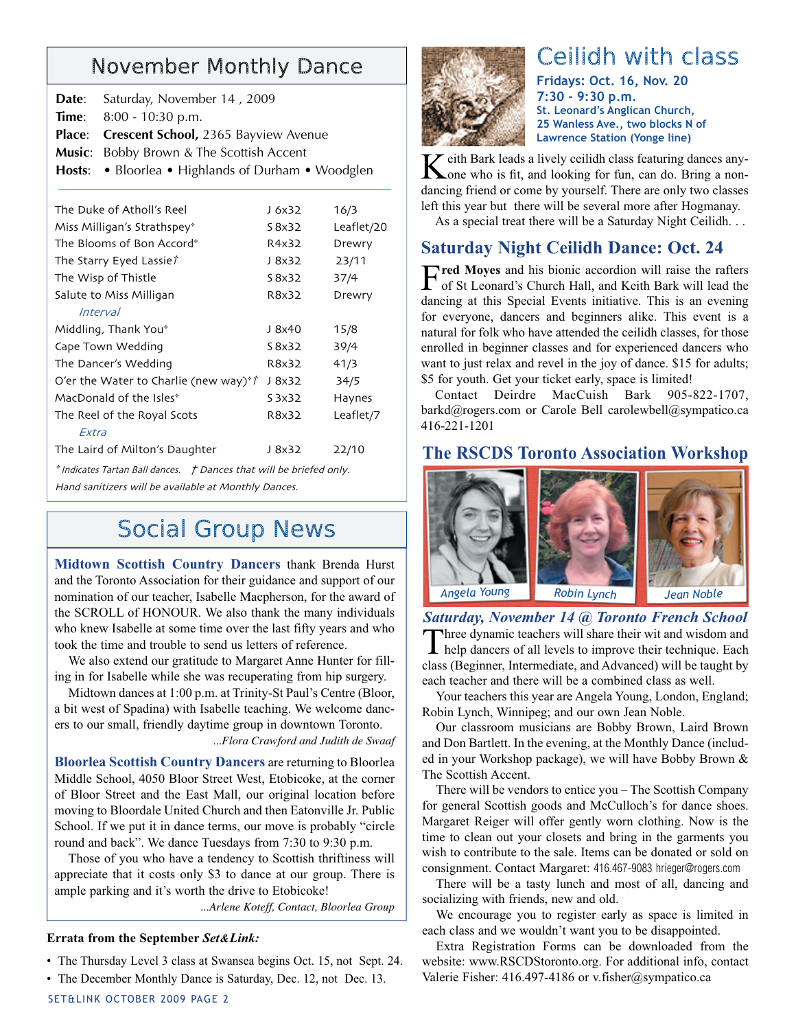## November Monthly Dance

**Date**: Saturday, November 14 , 2009
**Time**: 8:00 - 10:30 p.m.
**Place**: **Crescent School,** 2365 Bayview Avenue
**Music**: Bobby Brown & The Scottish Accent
**Hosts**: • Bloorlea • Highlands of Durham • Woodglen

| | | |
|---|---|---|
| The Duke of Atholl's Reel | J 6x32 | 16/3 |
| Miss Milligan's Strathspey* | S 8x32 | Leaflet/20 |
| The Blooms of Bon Accord* | R4x32 | Drewry |
| The Starry Eyed Lassie† | J 8x32 | 23/11 |
| The Wisp of Thistle | S 8x32 | 37/4 |
| Salute to Miss Milligan | R8x32 | Drewry |
| *Interval* | | |
| Middling, Thank You* | J 8x40 | 15/8 |
| Cape Town Wedding | S 8x32 | 39/4 |
| The Dancer's Wedding | R8x32 | 41/3 |
| O'er the Water to Charlie (new way)*† | J 8x32 | 34/5 |
| MacDonald of the Isles* | S 3x32 | Haynes |
| The Reel of the Royal Scots | R8x32 | Leaflet/7 |
| *Extra* | | |
| The Laird of Milton's Daughter | J 8x32 | 22/10 |

*\* Indicates Tartan Ball dances. † Dances that will be briefed only.*

*Hand sanitizers will be available at Monthly Dances.*

## Social Group News

**Midtown Scottish Country Dancers** thank Brenda Hurst and the Toronto Association for their guidance and support of our nomination of our teacher, Isabelle Macpherson, for the award of the SCROLL of HONOUR. We also thank the many individuals who knew Isabelle at some time over the last fifty years and who took the time and trouble to send us letters of reference.

We also extend our gratitude to Margaret Anne Hunter for filling in for Isabelle while she was recuperating from hip surgery.

Midtown dances at 1:00 p.m. at Trinity-St Paul's Centre (Bloor, a bit west of Spadina) with Isabelle teaching. We welcome dancers to our small, friendly daytime group in downtown Toronto.

*...Flora Crawford and Judith de Swaaf*

**Bloorlea Scottish Country Dancers** are returning to Bloorlea Middle School, 4050 Bloor Street West, Etobicoke, at the corner of Bloor Street and the East Mall, our original location before moving to Bloordale United Church and then Eatonville Jr. Public School. If we put it in dance terms, our move is probably "circle round and back". We dance Tuesdays from 7:30 to 9:30 p.m.

Those of you who have a tendency to Scottish thriftiness will appreciate that it costs only $3 to dance at our group. There is ample parking and it's worth the drive to Etobicoke!

*...Arlene Koteff, Contact, Bloorlea Group*

**Errata from the September *Set&Link:***

- The Thursday Level 3 class at Swansea begins Oct. 15, not Sept. 24.
- The December Monthly Dance is Saturday, Dec. 12, not Dec. 13.

## Ceilidh with class

**Fridays: Oct. 16, Nov. 20**
**7:30 - 9:30 p.m.**
**St. Leonard's Anglican Church, 25 Wanless Ave., two blocks N of Lawrence Station (Yonge line)**

Keith Bark leads a lively ceilidh class featuring dances anyone who is fit, and looking for fun, can do. Bring a non-dancing friend or come by yourself. There are only two classes left this year but there will be several more after Hogmanay.

As a special treat there will be a Saturday Night Ceilidh. . .

## Saturday Night Ceilidh Dance: Oct. 24

**Fred Moyes** and his bionic accordion will raise the rafters of St Leonard's Church Hall, and Keith Bark will lead the dancing at this Special Events initiative. This is an evening for everyone, dancers and beginners alike. This event is a natural for folk who have attended the ceilidh classes, for those enrolled in beginner classes and for experienced dancers who want to just relax and revel in the joy of dance. $15 for adults; $5 for youth. Get your ticket early, space is limited!

Contact Deirdre MacCuish Bark 905-822-1707, barkd@rogers.com or Carole Bell carolewbell@sympatico.ca 416-221-1201

## The RSCDS Toronto Association Workshop

Angela Young — Robin Lynch — Jean Noble

### *Saturday, November 14 @ Toronto French School*

Three dynamic teachers will share their wit and wisdom and help dancers of all levels to improve their technique. Each class (Beginner, Intermediate, and Advanced) will be taught by each teacher and there will be a combined class as well.

Your teachers this year are Angela Young, London, England; Robin Lynch, Winnipeg; and our own Jean Noble.

Our classroom musicians are Bobby Brown, Laird Brown and Don Bartlett. In the evening, at the Monthly Dance (included in your Workshop package), we will have Bobby Brown & The Scottish Accent.

There will be vendors to entice you – The Scottish Company for general Scottish goods and McCulloch's for dance shoes. Margaret Reiger will offer gently worn clothing. Now is the time to clean out your closets and bring in the garments you wish to contribute to the sale. Items can be donated or sold on consignment. Contact Margaret: 416.467-9083 hrieger@rogers.com

There will be a tasty lunch and most of all, dancing and socializing with friends, new and old.

We encourage you to register early as space is limited in each class and we wouldn't want you to be disappointed.

Extra Registration Forms can be downloaded from the website: www.RSCDStoronto.org. For additional info, contact Valerie Fisher: 416.497-4186 or v.fisher@sympatico.ca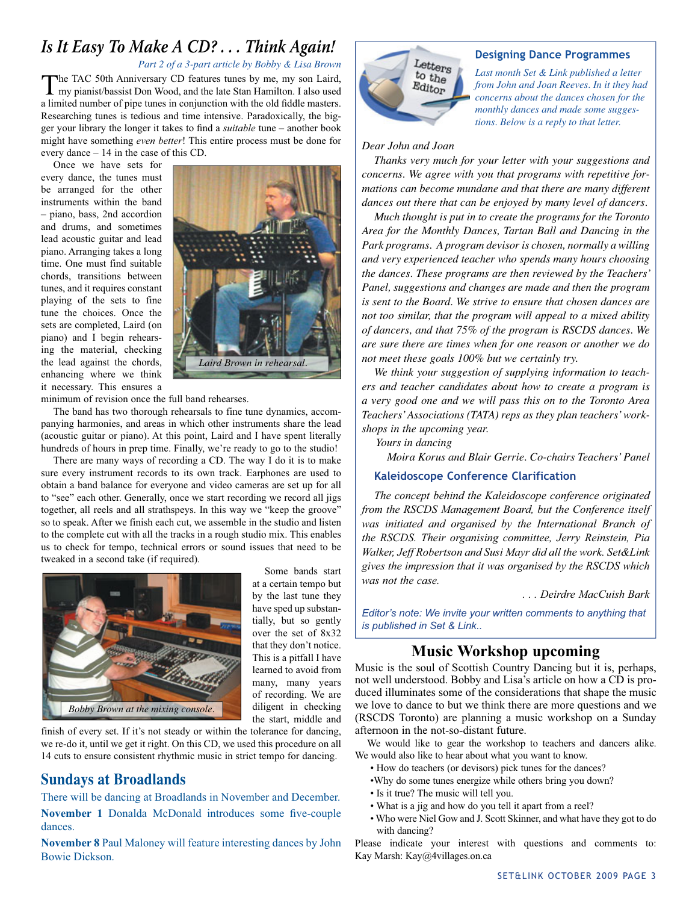# *Is It Easy To Make A CD? . . . Think Again!*

*Part 2 of a 3-part article by Bobby & Lisa Brown*

The TAC 50th Anniversary CD features tunes by me, my son Laird, my pianist/bassist Don Wood, and the late Stan Hamilton. I also used a limited number of pipe tunes in conjunction with the old fiddle masters. Researching tunes is tedious and time intensive. Paradoxically, the bigger your library the longer it takes to find a *suitable* tune – another book might have something *even better*! This entire process must be done for every dance – 14 in the case of this CD.

Once we have sets for every dance, the tunes must be arranged for the other instruments within the band – piano, bass, 2nd accordion and drums, and sometimes lead acoustic guitar and lead piano. Arranging takes a long time. One must find suitable chords, transitions between tunes, and it requires constant playing of the sets to fine tune the choices. Once the sets are completed, Laird (on piano) and I begin rehearsing the material, checking the lead against the chords, enhancing where we think it necessary. This ensures a minimum of revision once the full band rehearses.

*Laird Brown in rehearsal.*

The band has two thorough rehearsals to fine tune dynamics, accompanying harmonies, and areas in which other instruments share the lead (acoustic guitar or piano). At this point, Laird and I have spent literally hundreds of hours in prep time. Finally, we're ready to go to the studio!

There are many ways of recording a CD. The way I do it is to make sure every instrument records to its own track. Earphones are used to obtain a band balance for everyone and video cameras are set up for all to "see" each other. Generally, once we start recording we record all jigs together, all reels and all strathspeys. In this way we "keep the groove" so to speak. After we finish each cut, we assemble in the studio and listen to the complete cut with all the tracks in a rough studio mix. This enables us to check for tempo, technical errors or sound issues that need to be tweaked in a second take (if required).

*Bobby Brown at the mixing console.*

Some bands start at a certain tempo but by the last tune they have sped up substantially, but so gently over the set of 8x32 that they don't notice. This is a pitfall I have learned to avoid from many, many years of recording. We are diligent in checking the start, middle and finish of every set. If it's not steady or within the tolerance for dancing, we re-do it, until we get it right. On this CD, we used this procedure on all 14 cuts to ensure consistent rhythmic music in strict tempo for dancing.

## Sundays at Broadlands

There will be dancing at Broadlands in November and December.

**November 1** Donalda McDonald introduces some five-couple dances.

**November 8** Paul Maloney will feature interesting dances by John Bowie Dickson.

### Designing Dance Programmes

*Last month Set & Link published a letter from John and Joan Reeves. In it they had concerns about the dances chosen for the monthly dances and made some suggestions. Below is a reply to that letter.*

*Dear John and Joan*

*Thanks very much for your letter with your suggestions and concerns. We agree with you that programs with repetitive formations can become mundane and that there are many different dances out there that can be enjoyed by many level of dancers.*

*Much thought is put in to create the programs for the Toronto Area for the Monthly Dances, Tartan Ball and Dancing in the Park programs. A program devisor is chosen, normally a willing and very experienced teacher who spends many hours choosing the dances. These programs are then reviewed by the Teachers' Panel, suggestions and changes are made and then the program is sent to the Board. We strive to ensure that chosen dances are not too similar, that the program will appeal to a mixed ability of dancers, and that 75% of the program is RSCDS dances. We are sure there are times when for one reason or another we do not meet these goals 100% but we certainly try.*

*We think your suggestion of supplying information to teachers and teacher candidates about how to create a program is a very good one and we will pass this on to the Toronto Area Teachers' Associations (TATA) reps as they plan teachers' workshops in the upcoming year.*

*Yours in dancing*

*Moira Korus and Blair Gerrie. Co-chairs Teachers' Panel*

### Kaleidoscope Conference Clarification

*The concept behind the Kaleidoscope conference originated from the RSCDS Management Board, but the Conference itself was initiated and organised by the International Branch of the RSCDS. Their organising committee, Jerry Reinstein, Pia Walker, Jeff Robertson and Susi Mayr did all the work. Set&Link gives the impression that it was organised by the RSCDS which was not the case.*

*. . . Deirdre MacCuish Bark*

*Editor's note: We invite your written comments to anything that is published in Set & Link..*

## Music Workshop upcoming

Music is the soul of Scottish Country Dancing but it is, perhaps, not well understood. Bobby and Lisa's article on how a CD is produced illuminates some of the considerations that shape the music we love to dance to but we think there are more questions and we (RSCDS Toronto) are planning a music workshop on a Sunday afternoon in the not-so-distant future.

We would like to gear the workshop to teachers and dancers alike. We would also like to hear about what you want to know.

- How do teachers (or devisors) pick tunes for the dances?
- Why do some tunes energize while others bring you down?
- Is it true? The music will tell you.
- What is a jig and how do you tell it apart from a reel?
- Who were Niel Gow and J. Scott Skinner, and what have they got to do with dancing?

Please indicate your interest with questions and comments to: Kay Marsh: Kay@4villages.on.ca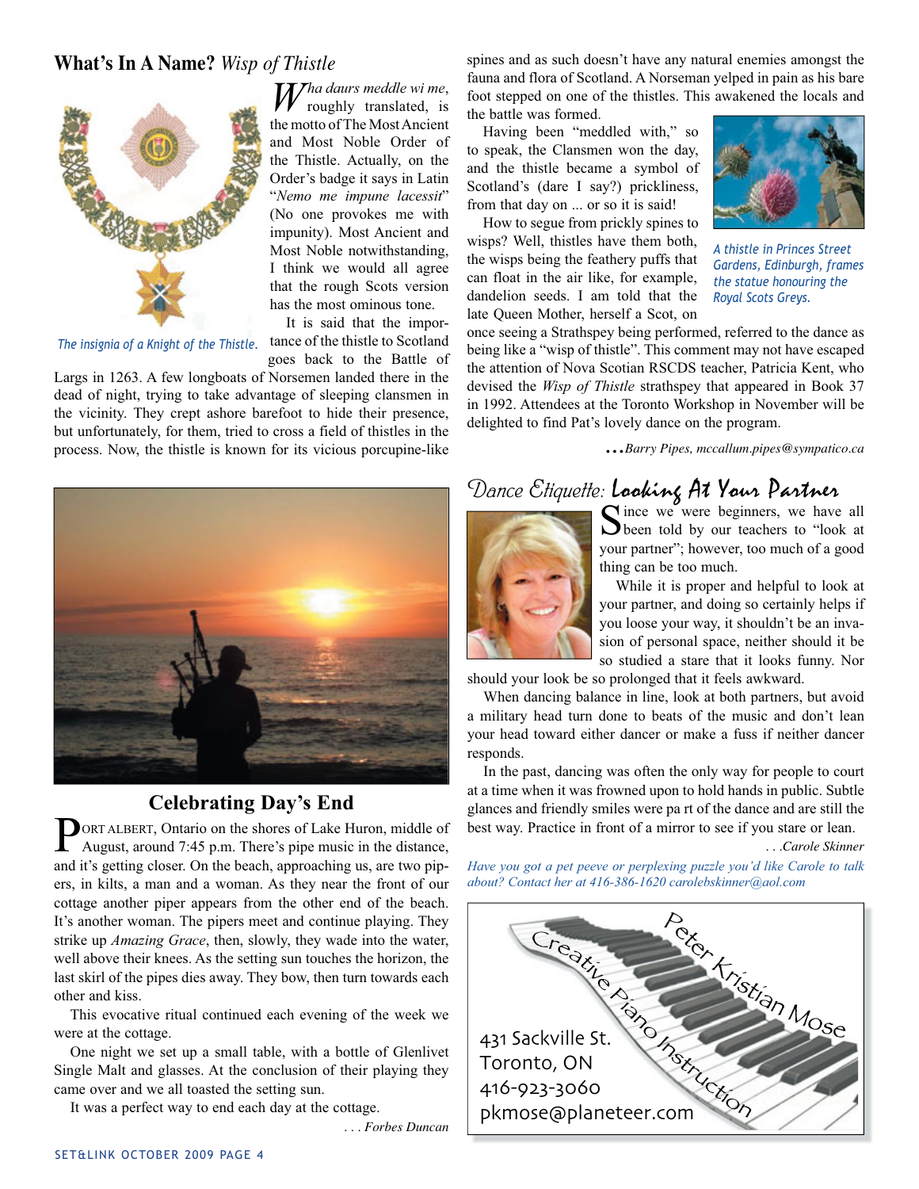## What's In A Name? *Wisp of Thistle*

*The insignia of a Knight of the Thistle.*

*Wha daurs meddle wi me*, roughly translated, is the motto of The Most Ancient and Most Noble Order of the Thistle. Actually, on the Order's badge it says in Latin "*Nemo me impune lacessit*" (No one provokes me with impunity). Most Ancient and Most Noble notwithstanding, I think we would all agree that the rough Scots version has the most ominous tone.

It is said that the importance of the thistle to Scotland goes back to the Battle of Largs in 1263. A few longboats of Norsemen landed there in the dead of night, trying to take advantage of sleeping clansmen in the vicinity. They crept ashore barefoot to hide their presence, but unfortunately, for them, tried to cross a field of thistles in the process. Now, the thistle is known for its vicious porcupine-like spines and as such doesn't have any natural enemies amongst the fauna and flora of Scotland. A Norseman yelped in pain as his bare foot stepped on one of the thistles. This awakened the locals and the battle was formed.

Having been "meddled with," so to speak, the Clansmen won the day, and the thistle became a symbol of Scotland's (dare I say?) prickliness, from that day on ... or so it is said!

*A thistle in Princes Street Gardens, Edinburgh, frames the statue honouring the Royal Scots Greys.*

How to segue from prickly spines to wisps? Well, thistles have them both, the wisps being the feathery puffs that can float in the air like, for example, dandelion seeds. I am told that the late Queen Mother, herself a Scot, on once seeing a Strathspey being performed, referred to the dance as being like a "wisp of thistle". This comment may not have escaped the attention of Nova Scotian RSCDS teacher, Patricia Kent, who devised the *Wisp of Thistle* strathspey that appeared in Book 37 in 1992. Attendees at the Toronto Workshop in November will be delighted to find Pat's lovely dance on the program.

*...Barry Pipes, mccallum.pipes@sympatico.ca*

## Celebrating Day's End

PORT ALBERT, Ontario on the shores of Lake Huron, middle of August, around 7:45 p.m. There's pipe music in the distance, and it's getting closer. On the beach, approaching us, are two pipers, in kilts, a man and a woman. As they near the front of our cottage another piper appears from the other end of the beach. It's another woman. The pipers meet and continue playing. They strike up *Amazing Grace*, then, slowly, they wade into the water, well above their knees. As the setting sun touches the horizon, the last skirl of the pipes dies away. They bow, then turn towards each other and kiss.

This evocative ritual continued each evening of the week we were at the cottage.

One night we set up a small table, with a bottle of Glenlivet Single Malt and glasses. At the conclusion of their playing they came over and we all toasted the setting sun.

It was a perfect way to end each day at the cottage.

*. . . Forbes Duncan*

## Dance Etiquette: Looking At Your Partner

Since we were beginners, we have all been told by our teachers to "look at your partner"; however, too much of a good thing can be too much.

While it is proper and helpful to look at your partner, and doing so certainly helps if you loose your way, it shouldn't be an invasion of personal space, neither should it be so studied a stare that it looks funny. Nor should your look be so prolonged that it feels awkward.

When dancing balance in line, look at both partners, but avoid a military head turn done to beats of the music and don't lean your head toward either dancer or make a fuss if neither dancer responds.

In the past, dancing was often the only way for people to court at a time when it was frowned upon to hold hands in public. Subtle glances and friendly smiles were pa rt of the dance and are still the best way. Practice in front of a mirror to see if you stare or lean.

*. . .Carole Skinner*

*Have you got a pet peeve or perplexing puzzle you'd like Carole to talk about? Contact her at 416-386-1620 carolebskinner@aol.com*

Peter Kristian Mose
Creative Piano Instruction
431 Sackville St.
Toronto, ON
416-923-3060
pkmose@planeteer.com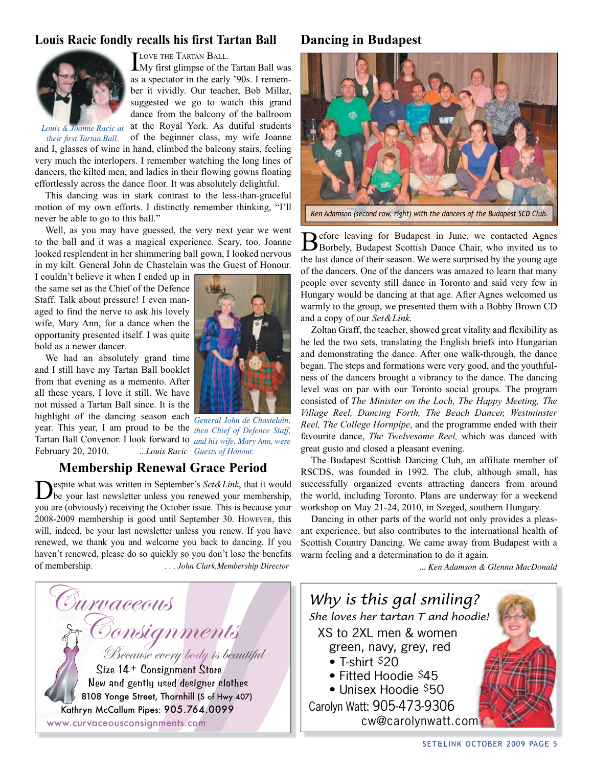## Louis Racic fondly recalls his first Tartan Ball

*Louis & Joanne Racic at their first Tartan Ball.*

I LOVE THE TARTAN BALL.

My first glimpse of the Tartan Ball was as a spectator in the early '90s. I remember it vividly. Our teacher, Bob Millar, suggested we go to watch this grand dance from the balcony of the ballroom at the Royal York. As dutiful students of the beginner class, my wife Joanne and I, glasses of wine in hand, climbed the balcony stairs, feeling very much the interlopers. I remember watching the long lines of dancers, the kilted men, and ladies in their flowing gowns floating effortlessly across the dance floor. It was absolutely delightful.

This dancing was in stark contrast to the less-than-graceful motion of my own efforts. I distinctly remember thinking, "I'll never be able to go to this ball."

Well, as you may have guessed, the very next year we went to the ball and it was a magical experience. Scary, too. Joanne looked resplendent in her shimmering ball gown, I looked nervous in my kilt. General John de Chastelain was the Guest of Honour. I couldn't believe it when I ended up in the same set as the Chief of the Defence Staff. Talk about pressure! I even managed to find the nerve to ask his lovely wife, Mary Ann, for a dance when the opportunity presented itself. I was quite bold as a newer dancer.

We had an absolutely grand time and I still have my Tartan Ball booklet from that evening as a memento. After all these years, I love it still. We have not missed a Tartan Ball since. It is the highlight of the dancing season each year. This year, I am proud to be the Tartan Ball Convenor. I look forward to February 20, 2010. *...Louis Racic*

*General John de Chastelain, then Chief of Defence Staff, and his wife, Mary Ann, were Guests of Honour.*

## Membership Renewal Grace Period

Despite what was written in September's *Set&Link*, that it would be your last newsletter unless you renewed your membership, you are (obviously) receiving the October issue. This is because your 2008-2009 membership is good until September 30. HOWEVER, this will, indeed, be your last newsletter unless you renew. If you have renewed, we thank you and welcome you back to dancing. If you haven't renewed, please do so quickly so you don't lose the benefits of membership. *. . . John Clark,Membership Director*

## Dancing in Budapest

*Ken Adamson (second row, right) with the dancers of the Budapest SCD Club.*

Before leaving for Budapest in June, we contacted Agnes Borbely, Budapest Scottish Dance Chair, who invited us to the last dance of their season. We were surprised by the young age of the dancers. One of the dancers was amazed to learn that many people over seventy still dance in Toronto and said very few in Hungary would be dancing at that age. After Agnes welcomed us warmly to the group, we presented them with a Bobby Brown CD and a copy of our *Set&Link.*

Zoltan Graff, the teacher, showed great vitality and flexibility as he led the two sets, translating the English briefs into Hungarian and demonstrating the dance. After one walk-through, the dance began. The steps and formations were very good, and the youthfulness of the dancers brought a vibrancy to the dance. The dancing level was on par with our Toronto social groups. The program consisted of *The Minister on the Loch, The Happy Meeting, The Village Reel, Dancing Forth, The Beach Dancer, Westminster Reel, The College Hornpipe*, and the programme ended with their favourite dance, *The Twelvesome Reel,* which was danced with great gusto and closed a pleasant evening.

The Budapest Scottish Dancing Club, an affiliate member of RSCDS, was founded in 1992. The club, although small, has successfully organized events attracting dancers from around the world, including Toronto. Plans are underway for a weekend workshop on May 21-24, 2010, in Szeged, southern Hungary.

Dancing in other parts of the world not only provides a pleasant experience, but also contributes to the international health of Scottish Country Dancing. We came away from Budapest with a warm feeling and a determination to do it again.

*... Ken Adamson & Glenna MacDonald*

---

**Curvaceous Consignments**
*Because every body is beautiful*
Size 14+ Consignment Store
New and gently used designer clothes
8108 Yonge Street, Thornhill (S of Hwy 407)
Kathryn McCallum Pipes: 905.764.0099
www.curvaceousconsignments.com

---

*Why is this gal smiling?*
*She loves her tartan T and hoodie!*
XS to 2XL men & women
green, navy, grey, red
- T-shirt $20
- Fitted Hoodie $45
- Unisex Hoodie $50

Carolyn Watt: 905-473-9306
cw@carolynwatt.com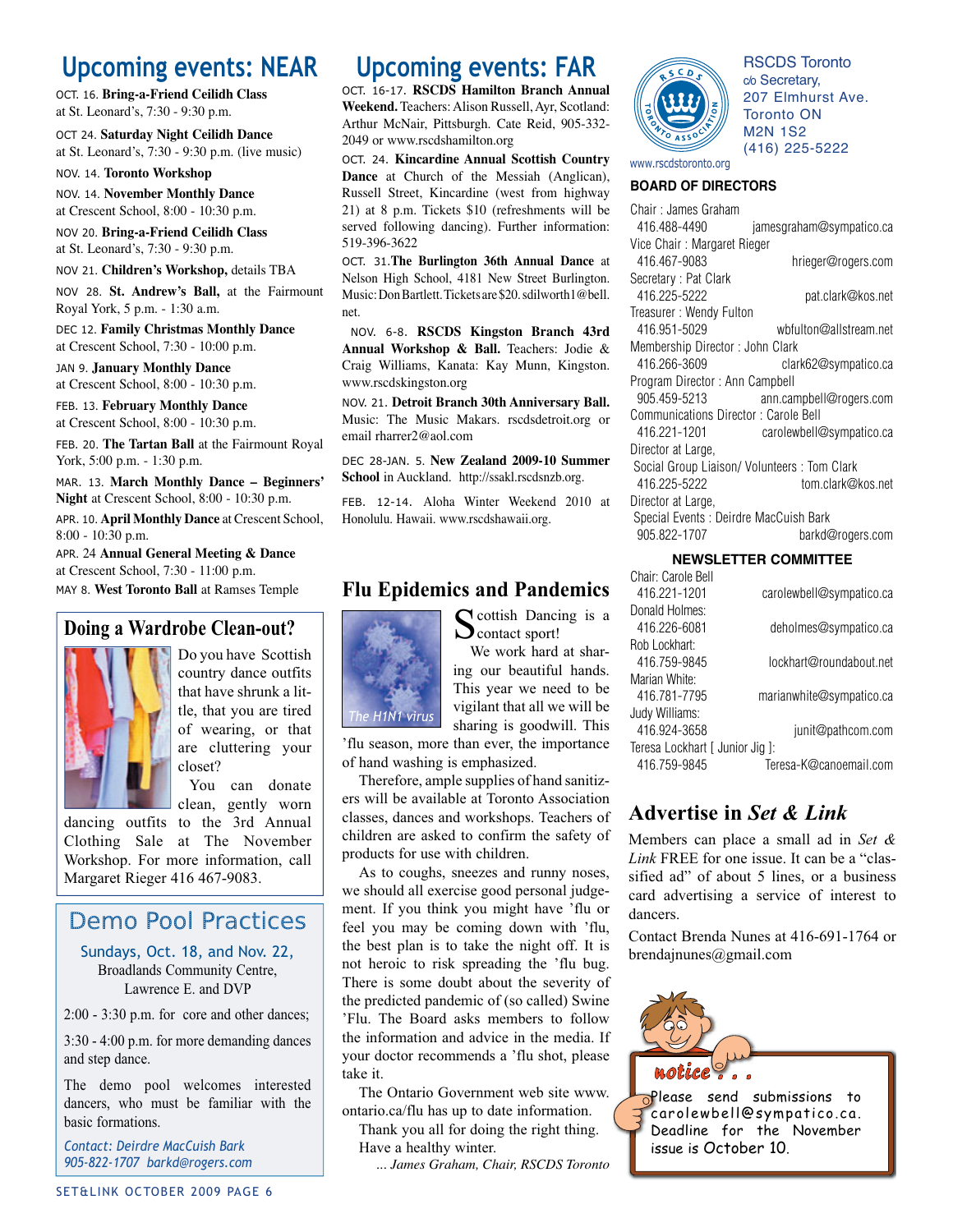## Upcoming events: NEAR

OCT. 16. **Bring-a-Friend Ceilidh Class** at St. Leonard's, 7:30 - 9:30 p.m.

OCT 24. **Saturday Night Ceilidh Dance** at St. Leonard's, 7:30 - 9:30 p.m. (live music)

NOV. 14. **Toronto Workshop**

NOV. 14. **November Monthly Dance** at Crescent School, 8:00 - 10:30 p.m.

NOV 20. **Bring-a-Friend Ceilidh Class** at St. Leonard's, 7:30 - 9:30 p.m.

NOV 21. **Children's Workshop,** details TBA

NOV 28. **St. Andrew's Ball,** at the Fairmount Royal York, 5 p.m. - 1:30 a.m.

DEC 12. **Family Christmas Monthly Dance** at Crescent School, 7:30 - 10:00 p.m.

JAN 9. **January Monthly Dance** at Crescent School, 8:00 - 10:30 p.m.

FEB. 13. **February Monthly Dance** at Crescent School, 8:00 - 10:30 p.m.

FEB. 20. **The Tartan Ball** at the Fairmount Royal York, 5:00 p.m. - 1:30 p.m.

MAR. 13. **March Monthly Dance – Beginners' Night** at Crescent School, 8:00 - 10:30 p.m.

APR. 10. **April Monthly Dance** at Crescent School, 8:00 - 10:30 p.m.

APR. 24 **Annual General Meeting & Dance** at Crescent School, 7:30 - 11:00 p.m.

MAY 8. **West Toronto Ball** at Ramses Temple

## Doing a Wardrobe Clean-out?

Do you have Scottish country dance outfits that have shrunk a little, that you are tired of wearing, or that are cluttering your closet?

You can donate clean, gently worn dancing outfits to the 3rd Annual Clothing Sale at The November Workshop. For more information, call Margaret Rieger 416 467-9083.

## Demo Pool Practices

Sundays, Oct. 18, and Nov. 22,
Broadlands Community Centre,
Lawrence E. and DVP

2:00 - 3:30 p.m. for core and other dances;

3:30 - 4:00 p.m. for more demanding dances and step dance.

The demo pool welcomes interested dancers, who must be familiar with the basic formations.

*Contact: Deirdre MacCuish Bark*
*905-822-1707 barkd@rogers.com*

## Upcoming events: FAR

OCT. 16-17. **RSCDS Hamilton Branch Annual Weekend.** Teachers: Alison Russell, Ayr, Scotland: Arthur McNair, Pittsburgh. Cate Reid, 905-332-2049 or www.rscdshamilton.org

OCT. 24. **Kincardine Annual Scottish Country Dance** at Church of the Messiah (Anglican), Russell Street, Kincardine (west from highway 21) at 8 p.m. Tickets $10 (refreshments will be served following dancing). Further information: 519-396-3622

OCT. 31.**The Burlington 36th Annual Dance** at Nelson High School, 4181 New Street Burlington. Music: Don Bartlett. Tickets are $20. sdilworth1@bell.net.

NOV. 6-8. **RSCDS Kingston Branch 43rd Annual Workshop & Ball.** Teachers: Jodie & Craig Williams, Kanata: Kay Munn, Kingston. www.rscdskingston.org

NOV. 21. **Detroit Branch 30th Anniversary Ball.** Music: The Music Makars. rscdsdetroit.org or email rharrer2@aol.com

DEC 28-JAN. 5. **New Zealand 2009-10 Summer School** in Auckland. http://ssakl.rscdsnzb.org.

FEB. 12-14. Aloha Winter Weekend 2010 at Honolulu. Hawaii. www.rscdshawaii.org.

## Flu Epidemics and Pandemics

*The H1N1 virus*

Scottish Dancing is a contact sport!

We work hard at sharing our beautiful hands. This year we need to be vigilant that all we will be sharing is goodwill. This 'flu season, more than ever, the importance of hand washing is emphasized.

Therefore, ample supplies of hand sanitizers will be available at Toronto Association classes, dances and workshops. Teachers of children are asked to confirm the safety of products for use with children.

As to coughs, sneezes and runny noses, we should all exercise good personal judgement. If you think you might have 'flu or feel you may be coming down with 'flu, the best plan is to take the night off. It is not heroic to risk spreading the 'flu bug. There is some doubt about the severity of the predicted pandemic of (so called) Swine 'Flu. The Board asks members to follow the information and advice in the media. If your doctor recommends a 'flu shot, please take it.

The Ontario Government web site www.ontario.ca/flu has up to date information.

Thank you all for doing the right thing. Have a healthy winter.

*... James Graham, Chair, RSCDS Toronto*

RSCDS Toronto
c/o Secretary,
207 Elmhurst Ave.
Toronto ON
M2N 1S2
(416) 225-5222
www.rscdstoronto.org

### BOARD OF DIRECTORS

Chair : James Graham
416.488-4490 jamesgraham@sympatico.ca
Vice Chair : Margaret Rieger
416.467-9083 hrieger@rogers.com
Secretary : Pat Clark
416.225-5222 pat.clark@kos.net
Treasurer : Wendy Fulton
416.951-5029 wbfulton@allstream.net
Membership Director : John Clark
416.266-3609 clark62@sympatico.ca
Program Director : Ann Campbell
905.459-5213 ann.campbell@rogers.com
Communications Director : Carole Bell
416.221-1201 carolewbell@sympatico.ca
Director at Large,
Social Group Liaison/ Volunteers : Tom Clark
416.225-5222 tom.clark@kos.net
Director at Large,
Special Events : Deirdre MacCuish Bark
905.822-1707 barkd@rogers.com

### NEWSLETTER COMMITTEE

Chair: Carole Bell
416.221-1201 carolewbell@sympatico.ca
Donald Holmes:
416.226-6081 deholmes@sympatico.ca
Rob Lockhart:
416.759-9845 lockhart@roundabout.net
Marian White:
416.781-7795 marianwhite@sympatico.ca
Judy Williams:
416.924-3658 junit@pathcom.com
Teresa Lockhart [ Junior Jig ]:
416.759-9845 Teresa-K@canoemail.com

## Advertise in *Set & Link*

Members can place a small ad in *Set & Link* FREE for one issue. It can be a "classified ad" of about 5 lines, or a business card advertising a service of interest to dancers.

Contact Brenda Nunes at 416-691-1764 or brendajnunes@gmail.com

*notice . . .*

Please send submissions to carolewbell@sympatico.ca. Deadline for the November issue is October 10.